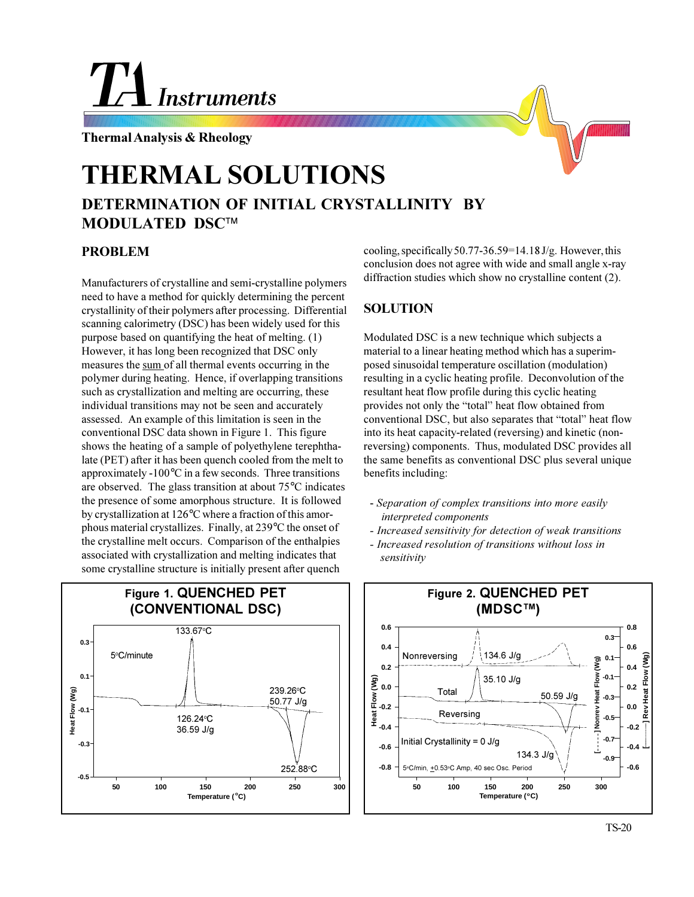# TA Instruments

**Thermal Analysis & Rheology**

# THERMAL SOLUTIONS

## DETERMINATION OF INITIAL CRYSTALLINITY BY MODULATED DSC™

### PROBLEM

Manufacturers of crystalline and semi-crystalline polymers need to have a method for quickly determining the percent crystallinity of their polymers after processing. Differential scanning calorimetry (DSC) has been widely used for this purpose based on quantifying the heat of melting. (1) However, it has long been recognized that DSC only measures the sum of all thermal events occurring in the polymer during heating. Hence, if overlapping transitions such as crystallization and melting are occurring, these individual transitions may not be seen and accurately assessed. An example of this limitation is seen in the conventional DSC data shown in Figure 1. This figure shows the heating of a sample of polyethylene terephthalate (PET) after it has been quench cooled from the melt to approximately -100°C in a few seconds. Three transitions are observed. The glass transition at about 75°C indicates the presence of some amorphous structure. It is followed by crystallization at 126°C where a fraction of this amorphous material crystallizes. Finally, at 239°C the onset of the crystalline melt occurs. Comparison of the enthalpies associated with crystallization and melting indicates that some crystalline structure is initially present after quench cooling, specifically 50.77-36.59=14.18 J/g. However, this conclusion does not agree with wide and small angle x-ray diffraction studies which show no crystalline content (2).

### SOLUTION

Modulated DSC is a new technique which subjects a material to a linear heating method which has a superimposed sinusoidal temperature oscillation (modulation) resulting in a cyclic heating profile. Deconvolution of the resultant heat flow profile during this cyclic heating provides not only the "total" heat flow obtained from conventional DSC, but also separates that "total" heat flow into its heat capacity-related (reversing) and kinetic (non-reversing) components. Thus, modulated DSC provides all the same benefits as conventional DSC plus several unique benefits including:

- *Separation of complex transitions into more easily interpreted components*
- *Increased sensitivity for detection of weak transitions*
- *Increased resolution of transitions without loss in sensitivity*

**Figure 1. QUENCHED PET (CONVENTIONAL DSC)**

5°C/minute
133.67°C
239.26°C
50.77 J/g
126.24°C
36.59 J/g
252.88°C
Heat Flow (W/g)
Temperature (°C)

**Figure 2. QUENCHED PET (MDSC™)**

Nonreversing
134.6 J/g
35.10 J/g
Total
50.59 J/g
Reversing
Initial Crystallinity = 0 J/g
134.3 J/g
5°C/min, ±0.53°C Amp, 40 sec Osc. Period
Heat Flow (W/g)
Nonrev Heat Flow (W/g)
Rev Heat Flow (W/g)
Temperature (°C)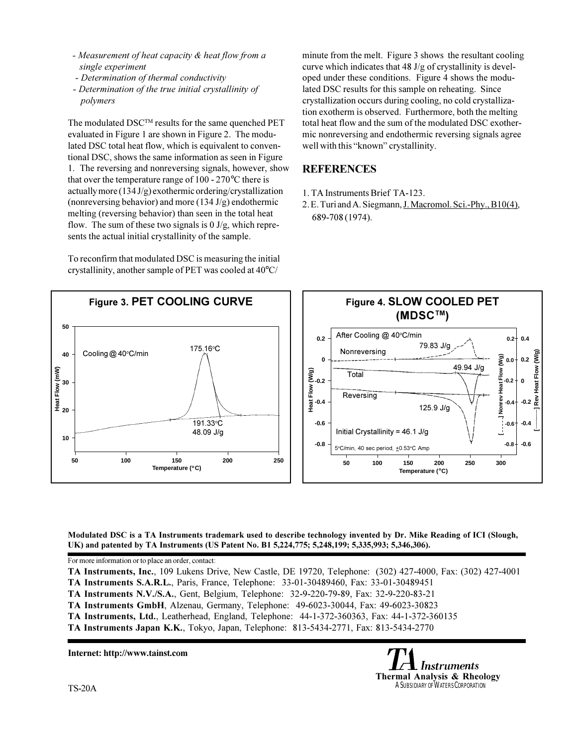- *Measurement of heat capacity & heat flow from a single experiment*
- *Determination of thermal conductivity*
- *Determination of the true initial crystallinity of polymers*

The modulated DSC™ results for the same quenched PET evaluated in Figure 1 are shown in Figure 2. The modulated DSC total heat flow, which is equivalent to conventional DSC, shows the same information as seen in Figure 1. The reversing and nonreversing signals, however, show that over the temperature range of 100 - 270°C there is actually more (134 J/g) exothermic ordering/crystallization (nonreversing behavior) and more (134 J/g) endothermic melting (reversing behavior) than seen in the total heat flow. The sum of these two signals is 0 J/g, which represents the actual initial crystallinity of the sample.

To reconfirm that modulated DSC is measuring the initial crystallinity, another sample of PET was cooled at 40°C/minute from the melt. Figure 3 shows the resultant cooling curve which indicates that 48 J/g of crystallinity is developed under these conditions. Figure 4 shows the modulated DSC results for this sample on reheating. Since crystallization occurs during cooling, no cold crystallization exotherm is observed. Furthermore, both the melting total heat flow and the sum of the modulated DSC exothermic nonreversing and endothermic reversing signals agree well with this "known" crystallinity.

## REFERENCES

1. TA Instruments Brief TA-123.
2. E. Turi and A. Siegmann, J. Macromol. Sci.-Phy., B10(4), 689-708 (1974).

**Figure 3. PET COOLING CURVE**

Cooling @ 40°C/min
175.16°C
191.33°C
48.09 J/g
Heat Flow (mW)
Temperature (°C)

**Figure 4. SLOW COOLED PET (MDSC™)**

After Cooling @ 40°C/min
Nonreversing
79.83 J/g
Total
49.94 J/g
Reversing
125.9 J/g
Initial Crystallinity = 46.1 J/g
5°C/min, 40 sec period, ±0.53°C Amp
Heat Flow (W/g)
Nonrev Heat Flow (W/g)
Rev Heat Flow (W/g)
Temperature (°C)

**Modulated DSC is a TA Instruments trademark used to describe technology invented by Dr. Mike Reading of ICI (Slough, UK) and patented by TA Instruments (US Patent No. B1 5,224,775; 5,248,199; 5,335,993; 5,346,306).**

For more information or to place an order, contact:

**TA Instruments, Inc.**, 109 Lukens Drive, New Castle, DE 19720, Telephone: (302) 427-4000, Fax: (302) 427-4001
**TA Instruments S.A.R.L.**, Paris, France, Telephone: 33-01-30489460, Fax: 33-01-30489451
**TA Instruments N.V./S.A.**, Gent, Belgium, Telephone: 32-9-220-79-89, Fax: 32-9-220-83-21
**TA Instruments GmbH**, Alzenau, Germany, Telephone: 49-6023-30044, Fax: 49-6023-30823
**TA Instruments, Ltd.**, Leatherhead, England, Telephone: 44-1-372-360363, Fax: 44-1-372-360135
**TA Instruments Japan K.K.**, Tokyo, Japan, Telephone: 813-5434-2771, Fax: 813-5434-2770

**Internet: http://www.tainst.com**

TA Instruments
**Thermal Analysis & Rheology**
A SUBSIDIARY OF WATERS CORPORATION

TS-20A